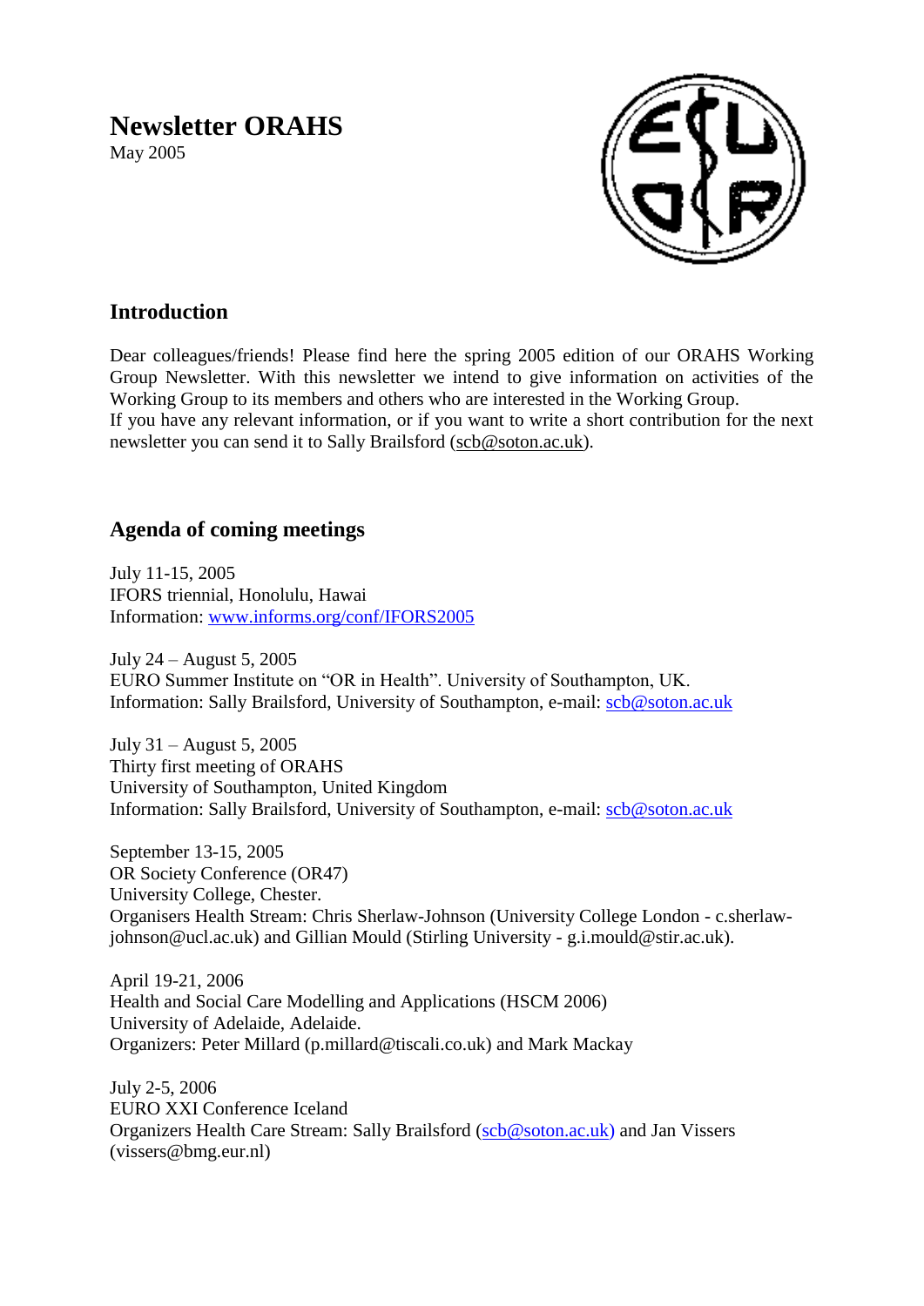# Newsletter ORAHS

May 2005

## Introduction

Dear colleagues/friends! Please find here the spring 2005 edition of our ORAHS Working Group Newsletter. With this newsletter we intend to give information on activities of the Working Group to its members and others who are interested in the Working Group.
If you have any relevant information, or if you want to write a short contribution for the next newsletter you can send it to Sally Brailsford (scb@soton.ac.uk).

## Agenda of coming meetings

July 11-15, 2005
IFORS triennial, Honolulu, Hawai
Information: www.informs.org/conf/IFORS2005

July 24 – August 5, 2005
EURO Summer Institute on "OR in Health". University of Southampton, UK.
Information: Sally Brailsford, University of Southampton, e-mail: scb@soton.ac.uk

July 31 – August 5, 2005
Thirty first meeting of ORAHS
University of Southampton, United Kingdom
Information: Sally Brailsford, University of Southampton, e-mail: scb@soton.ac.uk

September 13-15, 2005
OR Society Conference (OR47)
University College, Chester.
Organisers Health Stream: Chris Sherlaw-Johnson (University College London - c.sherlaw-johnson@ucl.ac.uk) and Gillian Mould (Stirling University - g.i.mould@stir.ac.uk).

April 19-21, 2006
Health and Social Care Modelling and Applications (HSCM 2006)
University of Adelaide, Adelaide.
Organizers: Peter Millard (p.millard@tiscali.co.uk) and Mark Mackay

July 2-5, 2006
EURO XXI Conference Iceland
Organizers Health Care Stream: Sally Brailsford (scb@soton.ac.uk) and Jan Vissers (vissers@bmg.eur.nl)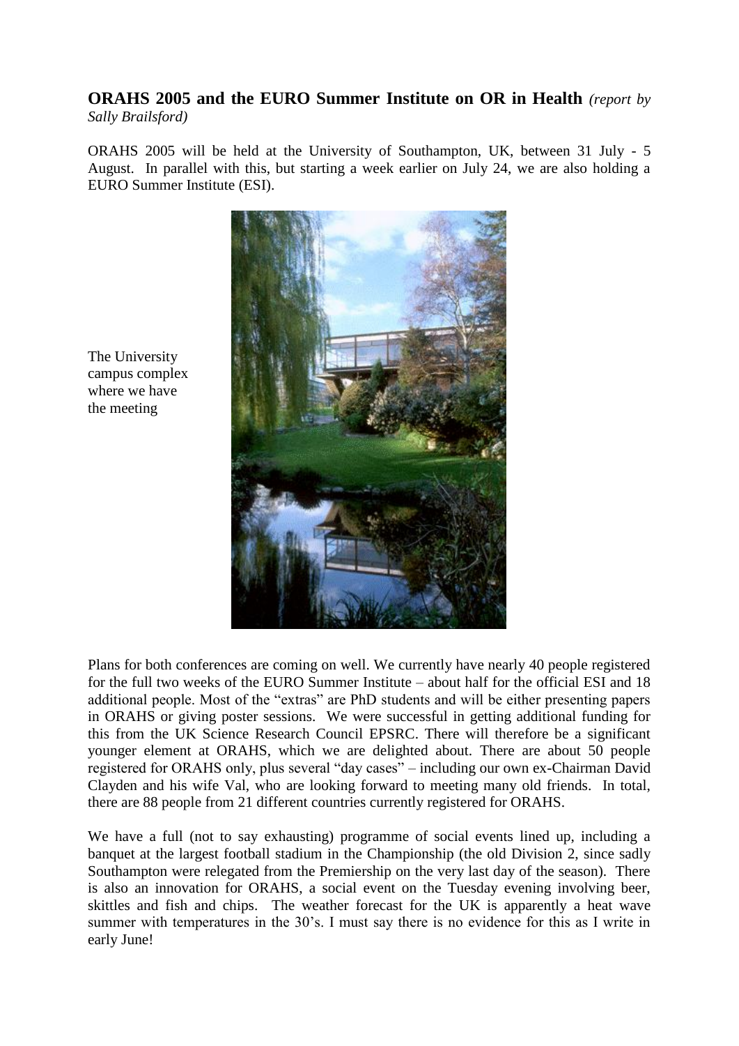## ORAHS 2005 and the EURO Summer Institute on OR in Health *(report by Sally Brailsford)*

ORAHS 2005 will be held at the University of Southampton, UK, between 31 July - 5 August. In parallel with this, but starting a week earlier on July 24, we are also holding a EURO Summer Institute (ESI).

The University campus complex where we have the meeting

Plans for both conferences are coming on well. We currently have nearly 40 people registered for the full two weeks of the EURO Summer Institute – about half for the official ESI and 18 additional people. Most of the "extras" are PhD students and will be either presenting papers in ORAHS or giving poster sessions. We were successful in getting additional funding for this from the UK Science Research Council EPSRC. There will therefore be a significant younger element at ORAHS, which we are delighted about. There are about 50 people registered for ORAHS only, plus several "day cases" – including our own ex-Chairman David Clayden and his wife Val, who are looking forward to meeting many old friends. In total, there are 88 people from 21 different countries currently registered for ORAHS.

We have a full (not to say exhausting) programme of social events lined up, including a banquet at the largest football stadium in the Championship (the old Division 2, since sadly Southampton were relegated from the Premiership on the very last day of the season). There is also an innovation for ORAHS, a social event on the Tuesday evening involving beer, skittles and fish and chips. The weather forecast for the UK is apparently a heat wave summer with temperatures in the 30's. I must say there is no evidence for this as I write in early June!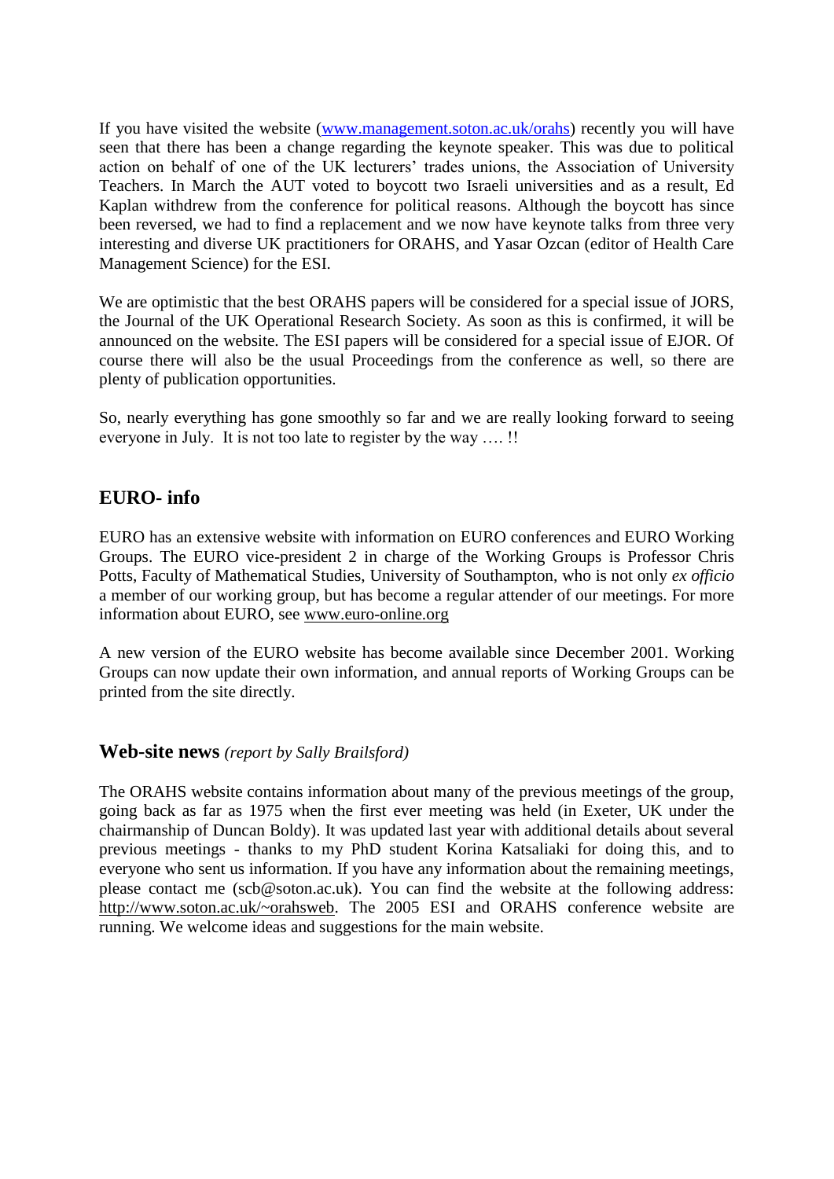If you have visited the website (www.management.soton.ac.uk/orahs) recently you will have seen that there has been a change regarding the keynote speaker. This was due to political action on behalf of one of the UK lecturers' trades unions, the Association of University Teachers. In March the AUT voted to boycott two Israeli universities and as a result, Ed Kaplan withdrew from the conference for political reasons. Although the boycott has since been reversed, we had to find a replacement and we now have keynote talks from three very interesting and diverse UK practitioners for ORAHS, and Yasar Ozcan (editor of Health Care Management Science) for the ESI.

We are optimistic that the best ORAHS papers will be considered for a special issue of JORS, the Journal of the UK Operational Research Society. As soon as this is confirmed, it will be announced on the website. The ESI papers will be considered for a special issue of EJOR. Of course there will also be the usual Proceedings from the conference as well, so there are plenty of publication opportunities.

So, nearly everything has gone smoothly so far and we are really looking forward to seeing everyone in July. It is not too late to register by the way …. !!

## EURO- info

EURO has an extensive website with information on EURO conferences and EURO Working Groups. The EURO vice-president 2 in charge of the Working Groups is Professor Chris Potts, Faculty of Mathematical Studies, University of Southampton, who is not only *ex officio* a member of our working group, but has become a regular attender of our meetings. For more information about EURO, see www.euro-online.org

A new version of the EURO website has become available since December 2001. Working Groups can now update their own information, and annual reports of Working Groups can be printed from the site directly.

## Web-site news *(report by Sally Brailsford)*

The ORAHS website contains information about many of the previous meetings of the group, going back as far as 1975 when the first ever meeting was held (in Exeter, UK under the chairmanship of Duncan Boldy). It was updated last year with additional details about several previous meetings - thanks to my PhD student Korina Katsaliaki for doing this, and to everyone who sent us information. If you have any information about the remaining meetings, please contact me (scb@soton.ac.uk). You can find the website at the following address: http://www.soton.ac.uk/~orahsweb. The 2005 ESI and ORAHS conference website are running. We welcome ideas and suggestions for the main website.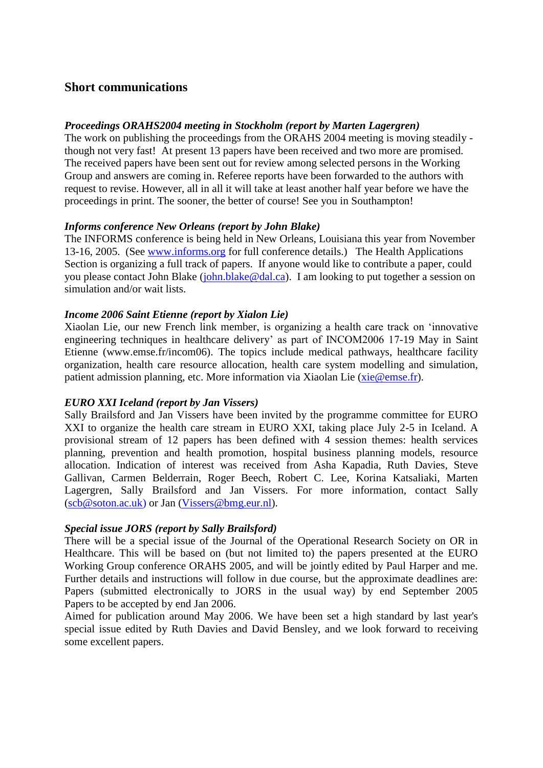## Short communications

***Proceedings ORAHS2004 meeting in Stockholm (report by Marten Lagergren)***

The work on publishing the proceedings from the ORAHS 2004 meeting is moving steadily - though not very fast! At present 13 papers have been received and two more are promised. The received papers have been sent out for review among selected persons in the Working Group and answers are coming in. Referee reports have been forwarded to the authors with request to revise. However, all in all it will take at least another half year before we have the proceedings in print. The sooner, the better of course! See you in Southampton!

***Informs conference New Orleans (report by John Blake)***

The INFORMS conference is being held in New Orleans, Louisiana this year from November 13-16, 2005. (See www.informs.org for full conference details.) The Health Applications Section is organizing a full track of papers. If anyone would like to contribute a paper, could you please contact John Blake (john.blake@dal.ca). I am looking to put together a session on simulation and/or wait lists.

***Income 2006 Saint Etienne (report by Xialon Lie)***

Xiaolan Lie, our new French link member, is organizing a health care track on 'innovative engineering techniques in healthcare delivery' as part of INCOM2006 17-19 May in Saint Etienne (www.emse.fr/incom06). The topics include medical pathways, healthcare facility organization, health care resource allocation, health care system modelling and simulation, patient admission planning, etc. More information via Xiaolan Lie (xie@emse.fr).

***EURO XXI Iceland (report by Jan Vissers)***

Sally Brailsford and Jan Vissers have been invited by the programme committee for EURO XXI to organize the health care stream in EURO XXI, taking place July 2-5 in Iceland. A provisional stream of 12 papers has been defined with 4 session themes: health services planning, prevention and health promotion, hospital business planning models, resource allocation. Indication of interest was received from Asha Kapadia, Ruth Davies, Steve Gallivan, Carmen Belderrain, Roger Beech, Robert C. Lee, Korina Katsaliaki, Marten Lagergren, Sally Brailsford and Jan Vissers. For more information, contact Sally (scb@soton.ac.uk) or Jan (Vissers@bmg.eur.nl).

***Special issue JORS (report by Sally Brailsford)***

There will be a special issue of the Journal of the Operational Research Society on OR in Healthcare. This will be based on (but not limited to) the papers presented at the EURO Working Group conference ORAHS 2005, and will be jointly edited by Paul Harper and me. Further details and instructions will follow in due course, but the approximate deadlines are: Papers (submitted electronically to JORS in the usual way) by end September 2005 Papers to be accepted by end Jan 2006.

Aimed for publication around May 2006. We have been set a high standard by last year's special issue edited by Ruth Davies and David Bensley, and we look forward to receiving some excellent papers.